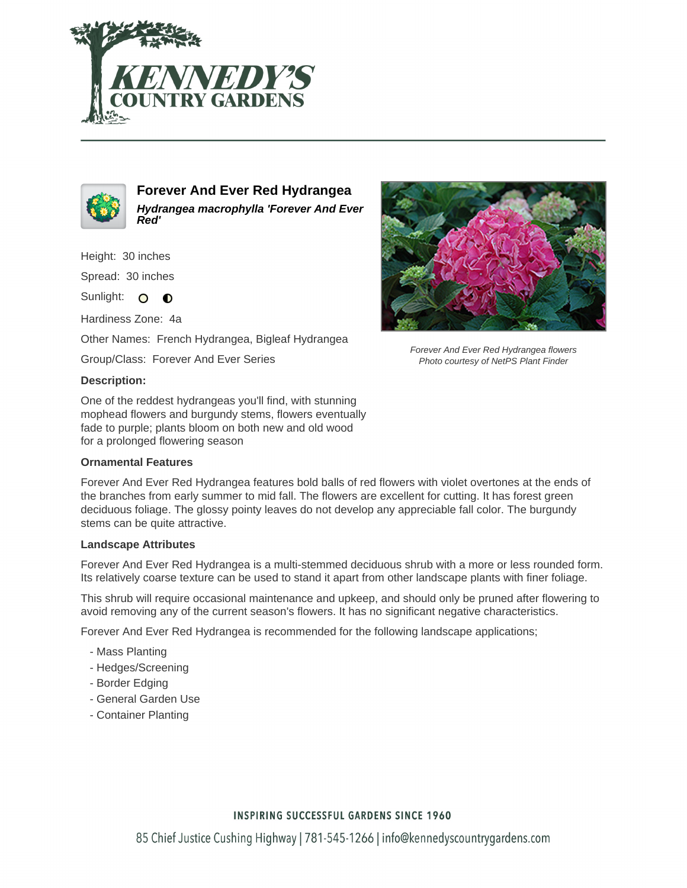# Forever And Ever Red Hydrangea

***Hydrangea macrophylla 'Forever And Ever Red'***

Height: 30 inches

Spread: 30 inches

Sunlight:

Hardiness Zone: 4a

Other Names: French Hydrangea, Bigleaf Hydrangea

Group/Class: Forever And Ever Series

Forever And Ever Red Hydrangea flowers
Photo courtesy of NetPS Plant Finder

### Description:

One of the reddest hydrangeas you'll find, with stunning mophead flowers and burgundy stems, flowers eventually fade to purple; plants bloom on both new and old wood for a prolonged flowering season

### Ornamental Features

Forever And Ever Red Hydrangea features bold balls of red flowers with violet overtones at the ends of the branches from early summer to mid fall. The flowers are excellent for cutting. It has forest green deciduous foliage. The glossy pointy leaves do not develop any appreciable fall color. The burgundy stems can be quite attractive.

### Landscape Attributes

Forever And Ever Red Hydrangea is a multi-stemmed deciduous shrub with a more or less rounded form. Its relatively coarse texture can be used to stand it apart from other landscape plants with finer foliage.

This shrub will require occasional maintenance and upkeep, and should only be pruned after flowering to avoid removing any of the current season's flowers. It has no significant negative characteristics.

Forever And Ever Red Hydrangea is recommended for the following landscape applications;

- Mass Planting
- Hedges/Screening
- Border Edging
- General Garden Use
- Container Planting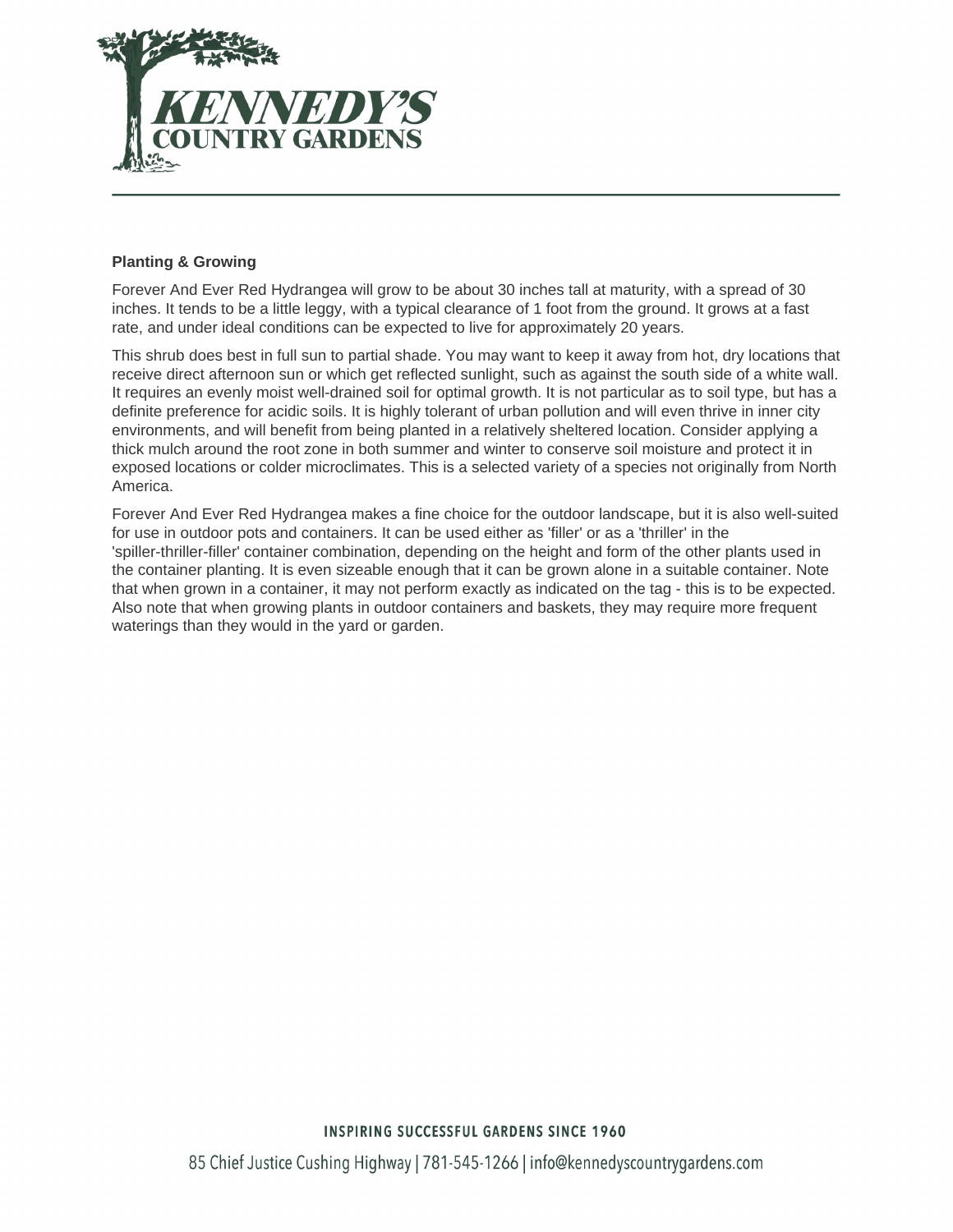**Planting & Growing**

Forever And Ever Red Hydrangea will grow to be about 30 inches tall at maturity, with a spread of 30 inches. It tends to be a little leggy, with a typical clearance of 1 foot from the ground. It grows at a fast rate, and under ideal conditions can be expected to live for approximately 20 years.

This shrub does best in full sun to partial shade. You may want to keep it away from hot, dry locations that receive direct afternoon sun or which get reflected sunlight, such as against the south side of a white wall. It requires an evenly moist well-drained soil for optimal growth. It is not particular as to soil type, but has a definite preference for acidic soils. It is highly tolerant of urban pollution and will even thrive in inner city environments, and will benefit from being planted in a relatively sheltered location. Consider applying a thick mulch around the root zone in both summer and winter to conserve soil moisture and protect it in exposed locations or colder microclimates. This is a selected variety of a species not originally from North America.

Forever And Ever Red Hydrangea makes a fine choice for the outdoor landscape, but it is also well-suited for use in outdoor pots and containers. It can be used either as 'filler' or as a 'thriller' in the 'spiller-thriller-filler' container combination, depending on the height and form of the other plants used in the container planting. It is even sizeable enough that it can be grown alone in a suitable container. Note that when grown in a container, it may not perform exactly as indicated on the tag - this is to be expected. Also note that when growing plants in outdoor containers and baskets, they may require more frequent waterings than they would in the yard or garden.